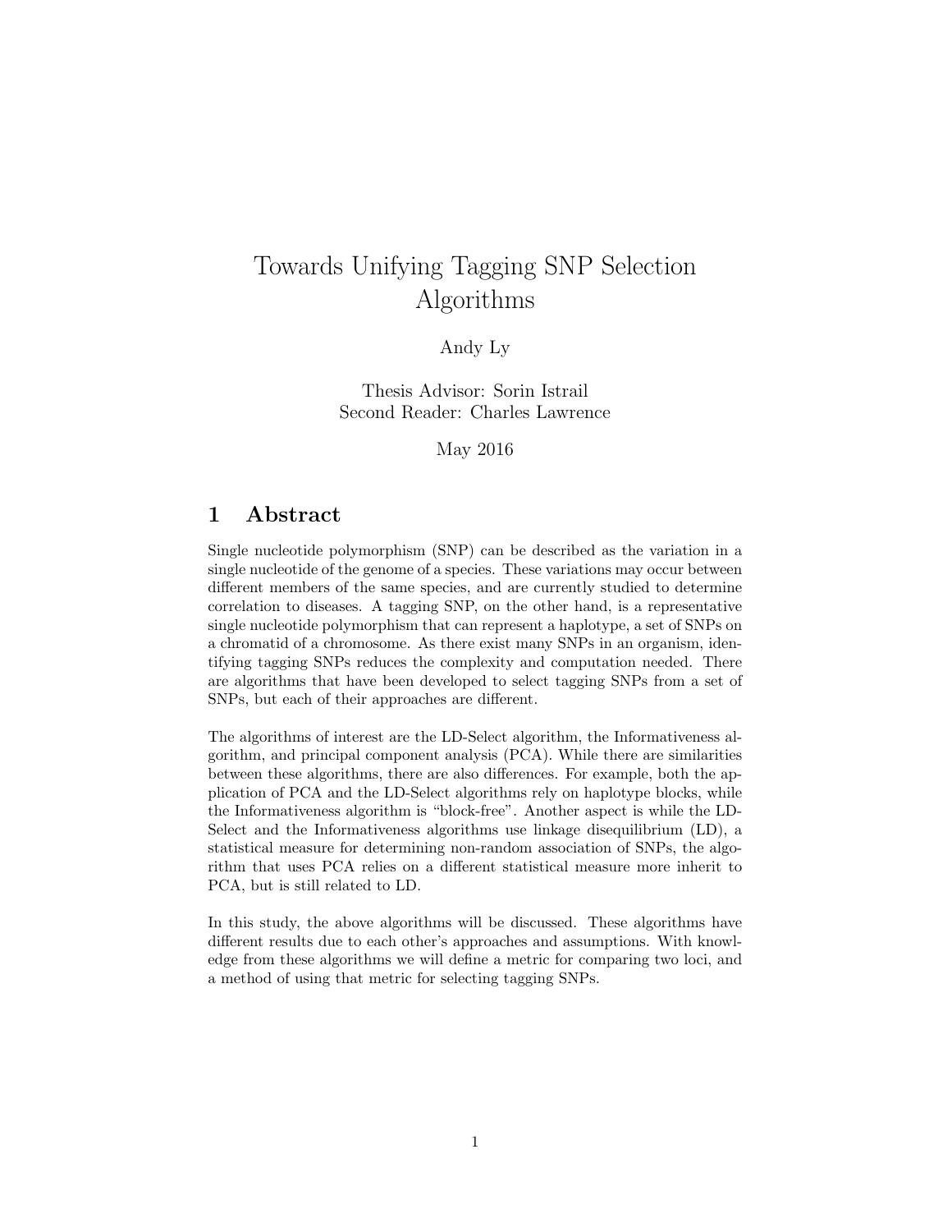# Towards Unifying Tagging SNP Selection Algorithms

Andy Ly

Thesis Advisor: Sorin Istrail
Second Reader: Charles Lawrence

May 2016

## 1 Abstract

Single nucleotide polymorphism (SNP) can be described as the variation in a single nucleotide of the genome of a species. These variations may occur between different members of the same species, and are currently studied to determine correlation to diseases. A tagging SNP, on the other hand, is a representative single nucleotide polymorphism that can represent a haplotype, a set of SNPs on a chromatid of a chromosome. As there exist many SNPs in an organism, identifying tagging SNPs reduces the complexity and computation needed. There are algorithms that have been developed to select tagging SNPs from a set of SNPs, but each of their approaches are different.

The algorithms of interest are the LD-Select algorithm, the Informativeness algorithm, and principal component analysis (PCA). While there are similarities between these algorithms, there are also differences. For example, both the application of PCA and the LD-Select algorithms rely on haplotype blocks, while the Informativeness algorithm is "block-free". Another aspect is while the LD-Select and the Informativeness algorithms use linkage disequilibrium (LD), a statistical measure for determining non-random association of SNPs, the algorithm that uses PCA relies on a different statistical measure more inherit to PCA, but is still related to LD.

In this study, the above algorithms will be discussed. These algorithms have different results due to each other's approaches and assumptions. With knowledge from these algorithms we will define a metric for comparing two loci, and a method of using that metric for selecting tagging SNPs.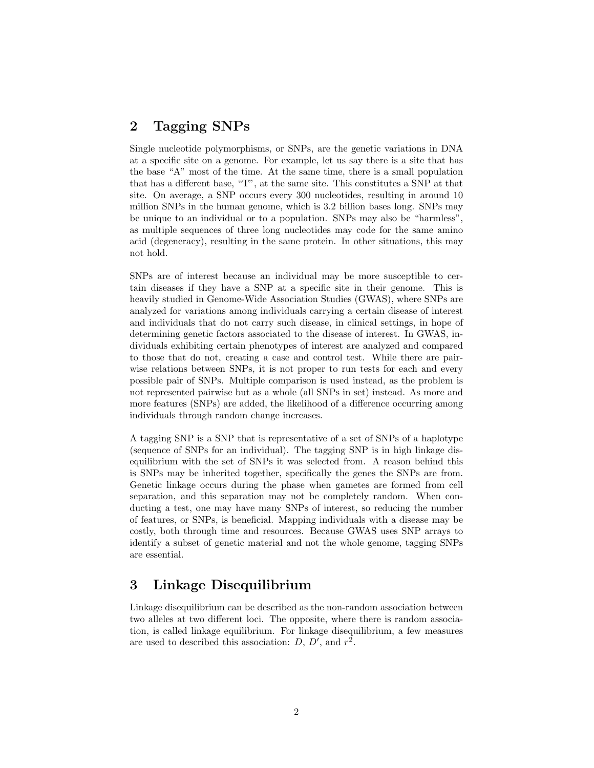## 2 Tagging SNPs

Single nucleotide polymorphisms, or SNPs, are the genetic variations in DNA at a specific site on a genome. For example, let us say there is a site that has the base "A" most of the time. At the same time, there is a small population that has a different base, "T", at the same site. This constitutes a SNP at that site. On average, a SNP occurs every 300 nucleotides, resulting in around 10 million SNPs in the human genome, which is 3.2 billion bases long. SNPs may be unique to an individual or to a population. SNPs may also be "harmless", as multiple sequences of three long nucleotides may code for the same amino acid (degeneracy), resulting in the same protein. In other situations, this may not hold.

SNPs are of interest because an individual may be more susceptible to certain diseases if they have a SNP at a specific site in their genome. This is heavily studied in Genome-Wide Association Studies (GWAS), where SNPs are analyzed for variations among individuals carrying a certain disease of interest and individuals that do not carry such disease, in clinical settings, in hope of determining genetic factors associated to the disease of interest. In GWAS, individuals exhibiting certain phenotypes of interest are analyzed and compared to those that do not, creating a case and control test. While there are pairwise relations between SNPs, it is not proper to run tests for each and every possible pair of SNPs. Multiple comparison is used instead, as the problem is not represented pairwise but as a whole (all SNPs in set) instead. As more and more features (SNPs) are added, the likelihood of a difference occurring among individuals through random change increases.

A tagging SNP is a SNP that is representative of a set of SNPs of a haplotype (sequence of SNPs for an individual). The tagging SNP is in high linkage disequilibrium with the set of SNPs it was selected from. A reason behind this is SNPs may be inherited together, specifically the genes the SNPs are from. Genetic linkage occurs during the phase when gametes are formed from cell separation, and this separation may not be completely random. When conducting a test, one may have many SNPs of interest, so reducing the number of features, or SNPs, is beneficial. Mapping individuals with a disease may be costly, both through time and resources. Because GWAS uses SNP arrays to identify a subset of genetic material and not the whole genome, tagging SNPs are essential.

## 3 Linkage Disequilibrium

Linkage disequilibrium can be described as the non-random association between two alleles at two different loci. The opposite, where there is random association, is called linkage equilibrium. For linkage disequilibrium, a few measures are used to described this association: $D$, $D'$, and $r^2$.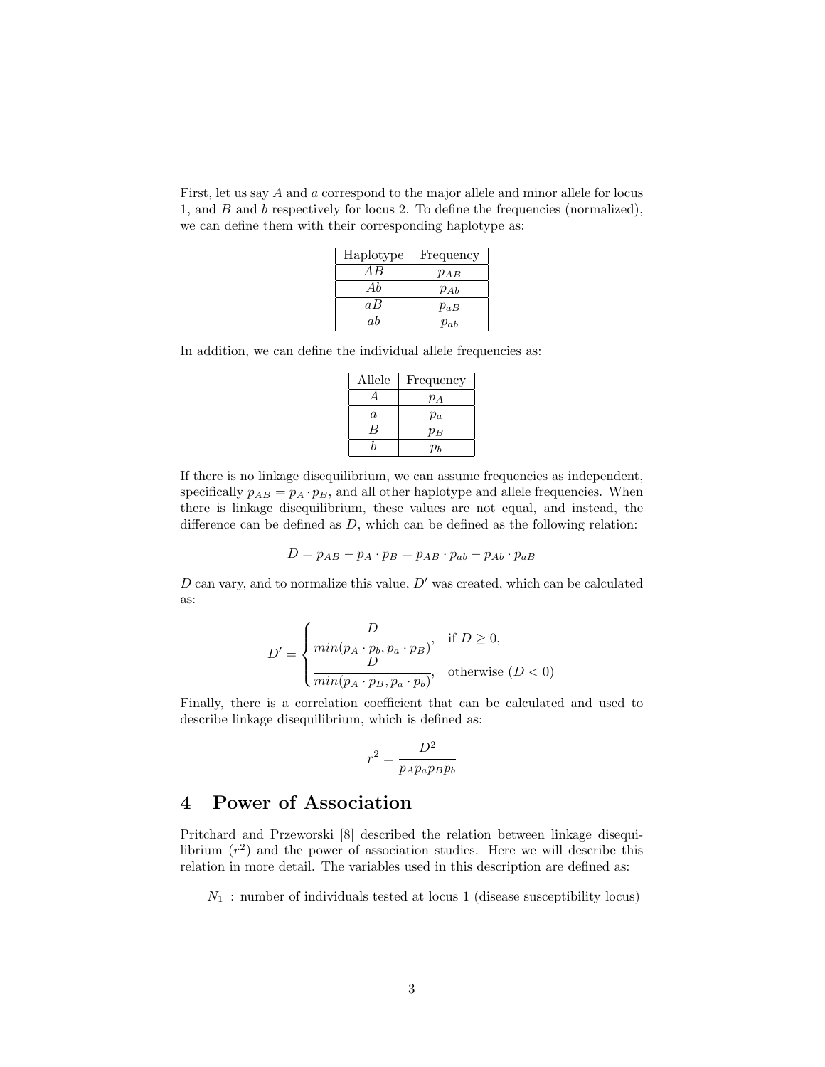First, let us say $A$ and $a$ correspond to the major allele and minor allele for locus 1, and $B$ and $b$ respectively for locus 2. To define the frequencies (normalized), we can define them with their corresponding haplotype as:

| Haplotype | Frequency |
| --- | --- |
| $AB$ | $p_{AB}$ |
| $Ab$ | $p_{Ab}$ |
| $aB$ | $p_{aB}$ |
| $ab$ | $p_{ab}$ |

In addition, we can define the individual allele frequencies as:

| Allele | Frequency |
| --- | --- |
| $A$ | $p_A$ |
| $a$ | $p_a$ |
| $B$ | $p_B$ |
| $b$ | $p_b$ |

If there is no linkage disequilibrium, we can assume frequencies as independent, specifically $p_{AB} = p_A \cdot p_B$, and all other haplotype and allele frequencies. When there is linkage disequilibrium, these values are not equal, and instead, the difference can be defined as $D$, which can be defined as the following relation:

$$D = p_{AB} - p_A \cdot p_B = p_{AB} \cdot p_{ab} - p_{Ab} \cdot p_{aB}$$

$D$ can vary, and to normalize this value, $D'$ was created, which can be calculated as:

$$D' = \begin{cases} \dfrac{D}{min(p_A \cdot p_b, p_a \cdot p_B)}, & \text{if } D \geq 0, \\ \dfrac{D}{min(p_A \cdot p_B, p_a \cdot p_b)}, & \text{otherwise } (D < 0) \end{cases}$$

Finally, there is a correlation coefficient that can be calculated and used to describe linkage disequilibrium, which is defined as:

$$r^2 = \frac{D^2}{p_A p_a p_B p_b}$$

## 4 Power of Association

Pritchard and Przeworski [8] described the relation between linkage disequilibrium ($r^2$) and the power of association studies. Here we will describe this relation in more detail. The variables used in this description are defined as:

$N_1$ : number of individuals tested at locus 1 (disease susceptibility locus)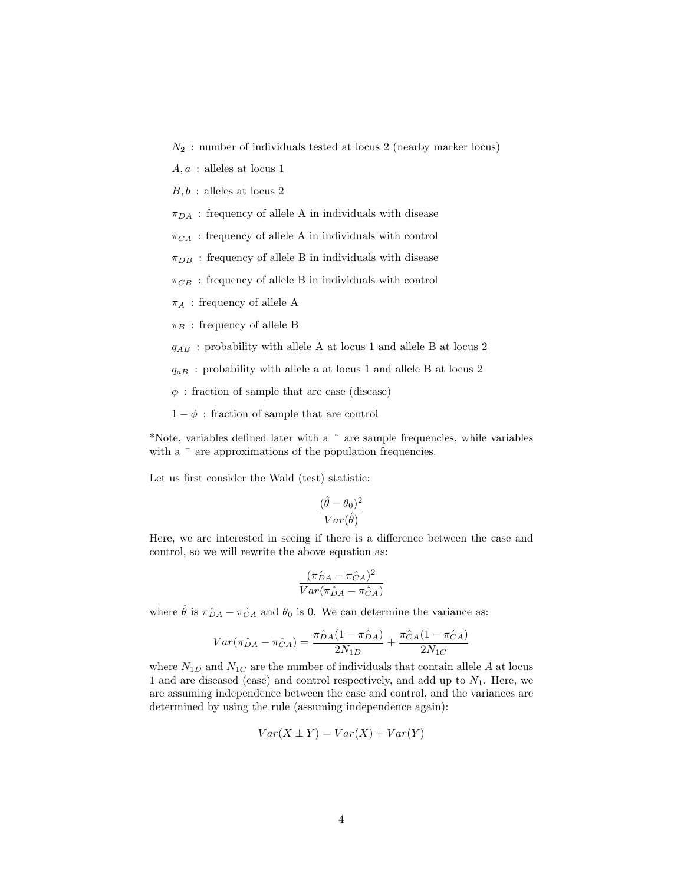$N_2$ : number of individuals tested at locus 2 (nearby marker locus)

$A, a$ : alleles at locus 1

$B, b$ : alleles at locus 2

$\pi_{DA}$ : frequency of allele A in individuals with disease

$\pi_{CA}$ : frequency of allele A in individuals with control

$\pi_{DB}$ : frequency of allele B in individuals with disease

$\pi_{CB}$ : frequency of allele B in individuals with control

$\pi_A$ : frequency of allele A

$\pi_B$ : frequency of allele B

$q_{AB}$ : probability with allele A at locus 1 and allele B at locus 2

$q_{aB}$ : probability with allele a at locus 1 and allele B at locus 2

$\phi$ : fraction of sample that are case (disease)

$1 - \phi$ : fraction of sample that are control

*Note, variables defined later with a $\hat{}$ are sample frequencies, while variables with a $\bar{}$ are approximations of the population frequencies.

Let us first consider the Wald (test) statistic:

$$\frac{(\hat{\theta} - \theta_0)^2}{Var(\hat{\theta})}$$

Here, we are interested in seeing if there is a difference between the case and control, so we will rewrite the above equation as:

$$\frac{(\pi\hat{_{DA}} - \pi\hat{_{CA}})^2}{Var(\pi\hat{_{DA}} - \pi\hat{_{CA}})}$$

where $\hat{\theta}$ is $\pi\hat{_{DA}} - \pi\hat{_{CA}}$ and $\theta_0$ is 0. We can determine the variance as:

$$Var(\pi\hat{_{DA}} - \pi\hat{_{CA}}) = \frac{\pi\hat{_{DA}}(1 - \pi\hat{_{DA}})}{2N_{1D}} + \frac{\pi\hat{_{CA}}(1 - \pi\hat{_{CA}})}{2N_{1C}}$$

where $N_{1D}$ and $N_{1C}$ are the number of individuals that contain allele $A$ at locus 1 and are diseased (case) and control respectively, and add up to $N_1$. Here, we are assuming independence between the case and control, and the variances are determined by using the rule (assuming independence again):

$$Var(X \pm Y) = Var(X) + Var(Y)$$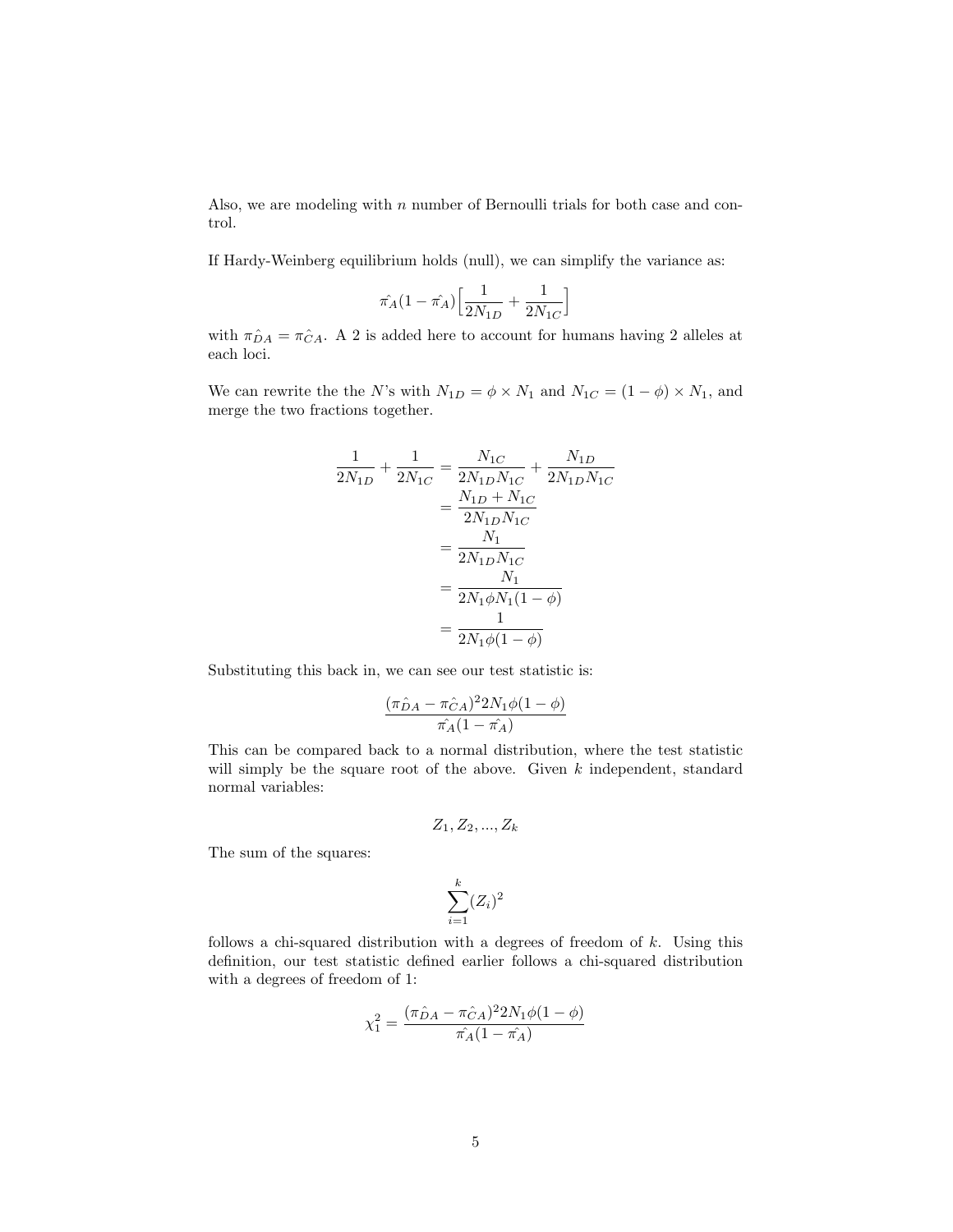Also, we are modeling with $n$ number of Bernoulli trials for both case and control.

If Hardy-Weinberg equilibrium holds (null), we can simplify the variance as:

$$\hat{\pi_A}(1-\hat{\pi_A})\Big[\frac{1}{2N_{1D}}+\frac{1}{2N_{1C}}\Big]$$

with $\pi_{\hat{D}A} = \pi_{\hat{C}A}$. A 2 is added here to account for humans having 2 alleles at each loci.

We can rewrite the the $N$'s with $N_{1D} = \phi \times N_1$ and $N_{1C} = (1-\phi) \times N_1$, and merge the two fractions together.

$$\begin{aligned}
\frac{1}{2N_{1D}}+\frac{1}{2N_{1C}} &= \frac{N_{1C}}{2N_{1D}N_{1C}}+\frac{N_{1D}}{2N_{1D}N_{1C}} \\
&= \frac{N_{1D}+N_{1C}}{2N_{1D}N_{1C}} \\
&= \frac{N_1}{2N_{1D}N_{1C}} \\
&= \frac{N_1}{2N_1\phi N_1(1-\phi)} \\
&= \frac{1}{2N_1\phi(1-\phi)}
\end{aligned}$$

Substituting this back in, we can see our test statistic is:

$$\frac{(\pi_{\hat{D}A}-\pi_{\hat{C}A})^2 2N_1\phi(1-\phi)}{\hat{\pi_A}(1-\hat{\pi_A})}$$

This can be compared back to a normal distribution, where the test statistic will simply be the square root of the above. Given $k$ independent, standard normal variables:

$$Z_1, Z_2, ..., Z_k$$

The sum of the squares:

$$\sum_{i=1}^{k}(Z_i)^2$$

follows a chi-squared distribution with a degrees of freedom of $k$. Using this definition, our test statistic defined earlier follows a chi-squared distribution with a degrees of freedom of 1:

$$\chi_1^2 = \frac{(\pi_{\hat{D}A}-\pi_{\hat{C}A})^2 2N_1\phi(1-\phi)}{\hat{\pi_A}(1-\hat{\pi_A})}$$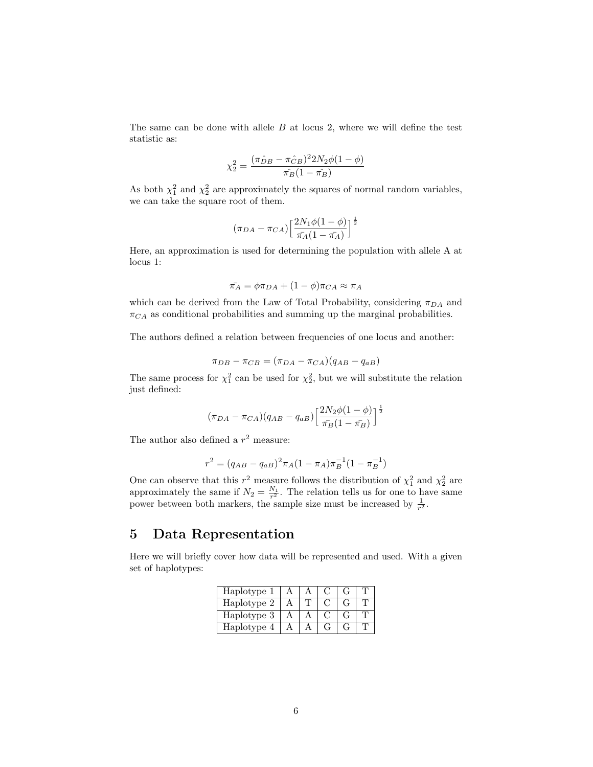The same can be done with allele $B$ at locus 2, where we will define the test statistic as:

$$\chi_2^2 = \frac{(\hat{\pi_{DB}} - \hat{\pi_{CB}})^2 2N_2\phi(1-\phi)}{\hat{\pi_B}(1-\hat{\pi_B})}$$

As both $\chi_1^2$ and $\chi_2^2$ are approximately the squares of normal random variables, we can take the square root of them.

$$(\pi_{DA} - \pi_{CA})\Big[\frac{2N_1\phi(1-\phi)}{\bar{\pi_A}(1-\bar{\pi_A})}\Big]^{\frac{1}{2}}$$

Here, an approximation is used for determining the population with allele A at locus 1:

$$\bar{\pi_A} = \phi\pi_{DA} + (1-\phi)\pi_{CA} \approx \pi_A$$

which can be derived from the Law of Total Probability, considering $\pi_{DA}$ and $\pi_{CA}$ as conditional probabilities and summing up the marginal probabilities.

The authors defined a relation between frequencies of one locus and another:

$$\pi_{DB} - \pi_{CB} = (\pi_{DA} - \pi_{CA})(q_{AB} - q_{aB})$$

The same process for $\chi_1^2$ can be used for $\chi_2^2$, but we will substitute the relation just defined:

$$(\pi_{DA} - \pi_{CA})(q_{AB} - q_{aB})\Big[\frac{2N_2\phi(1-\phi)}{\bar{\pi_B}(1-\bar{\pi_B})}\Big]^{\frac{1}{2}}$$

The author also defined a $r^2$ measure:

$$r^2 = (q_{AB} - q_{aB})^2\pi_A(1-\pi_A)\pi_B^{-1}(1-\pi_B^{-1})$$

One can observe that this $r^2$ measure follows the distribution of $\chi_1^2$ and $\chi_2^2$ are approximately the same if $N_2 = \frac{N_1}{r^2}$. The relation tells us for one to have same power between both markers, the sample size must be increased by $\frac{1}{r^2}$.

## 5 Data Representation

Here we will briefly cover how data will be represented and used. With a given set of haplotypes:

| Haplotype 1 | A | A | C | G | T |
|---|---|---|---|---|---|
| Haplotype 2 | A | T | C | G | T |
| Haplotype 3 | A | A | C | G | T |
| Haplotype 4 | A | A | G | G | T |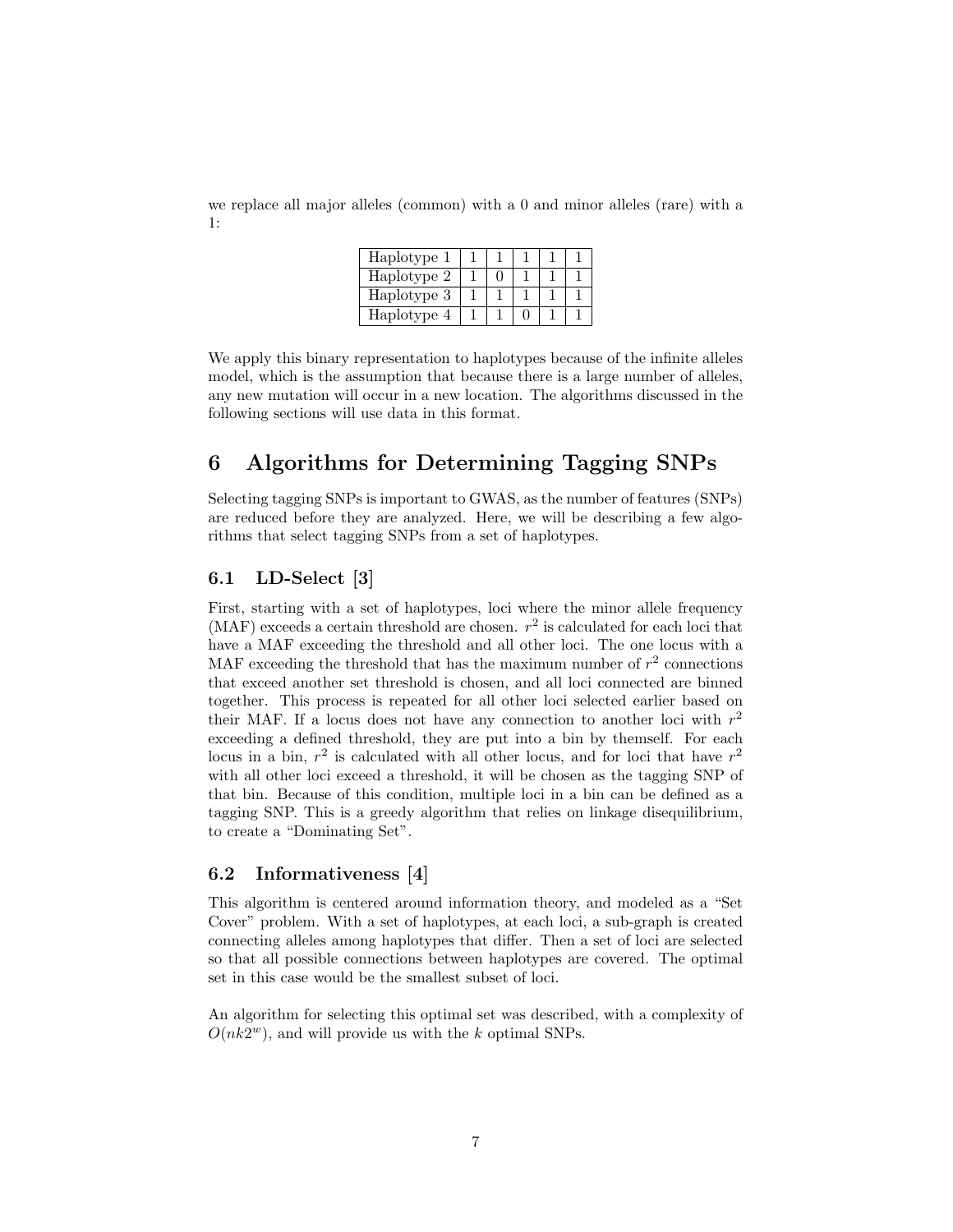we replace all major alleles (common) with a 0 and minor alleles (rare) with a 1:

| Haplotype 1 | 1 | 1 | 1 | 1 | 1 |
|---|---|---|---|---|---|
| Haplotype 2 | 1 | 0 | 1 | 1 | 1 |
| Haplotype 3 | 1 | 1 | 1 | 1 | 1 |
| Haplotype 4 | 1 | 1 | 0 | 1 | 1 |

We apply this binary representation to haplotypes because of the infinite alleles model, which is the assumption that because there is a large number of alleles, any new mutation will occur in a new location. The algorithms discussed in the following sections will use data in this format.

# 6 Algorithms for Determining Tagging SNPs

Selecting tagging SNPs is important to GWAS, as the number of features (SNPs) are reduced before they are analyzed. Here, we will be describing a few algorithms that select tagging SNPs from a set of haplotypes.

## 6.1 LD-Select [3]

First, starting with a set of haplotypes, loci where the minor allele frequency (MAF) exceeds a certain threshold are chosen. $r^2$ is calculated for each loci that have a MAF exceeding the threshold and all other loci. The one locus with a MAF exceeding the threshold that has the maximum number of $r^2$ connections that exceed another set threshold is chosen, and all loci connected are binned together. This process is repeated for all other loci selected earlier based on their MAF. If a locus does not have any connection to another loci with $r^2$ exceeding a defined threshold, they are put into a bin by themself. For each locus in a bin, $r^2$ is calculated with all other locus, and for loci that have $r^2$ with all other loci exceed a threshold, it will be chosen as the tagging SNP of that bin. Because of this condition, multiple loci in a bin can be defined as a tagging SNP. This is a greedy algorithm that relies on linkage disequilibrium, to create a "Dominating Set".

## 6.2 Informativeness [4]

This algorithm is centered around information theory, and modeled as a "Set Cover" problem. With a set of haplotypes, at each loci, a sub-graph is created connecting alleles among haplotypes that differ. Then a set of loci are selected so that all possible connections between haplotypes are covered. The optimal set in this case would be the smallest subset of loci.

An algorithm for selecting this optimal set was described, with a complexity of $O(nk2^w)$, and will provide us with the $k$ optimal SNPs.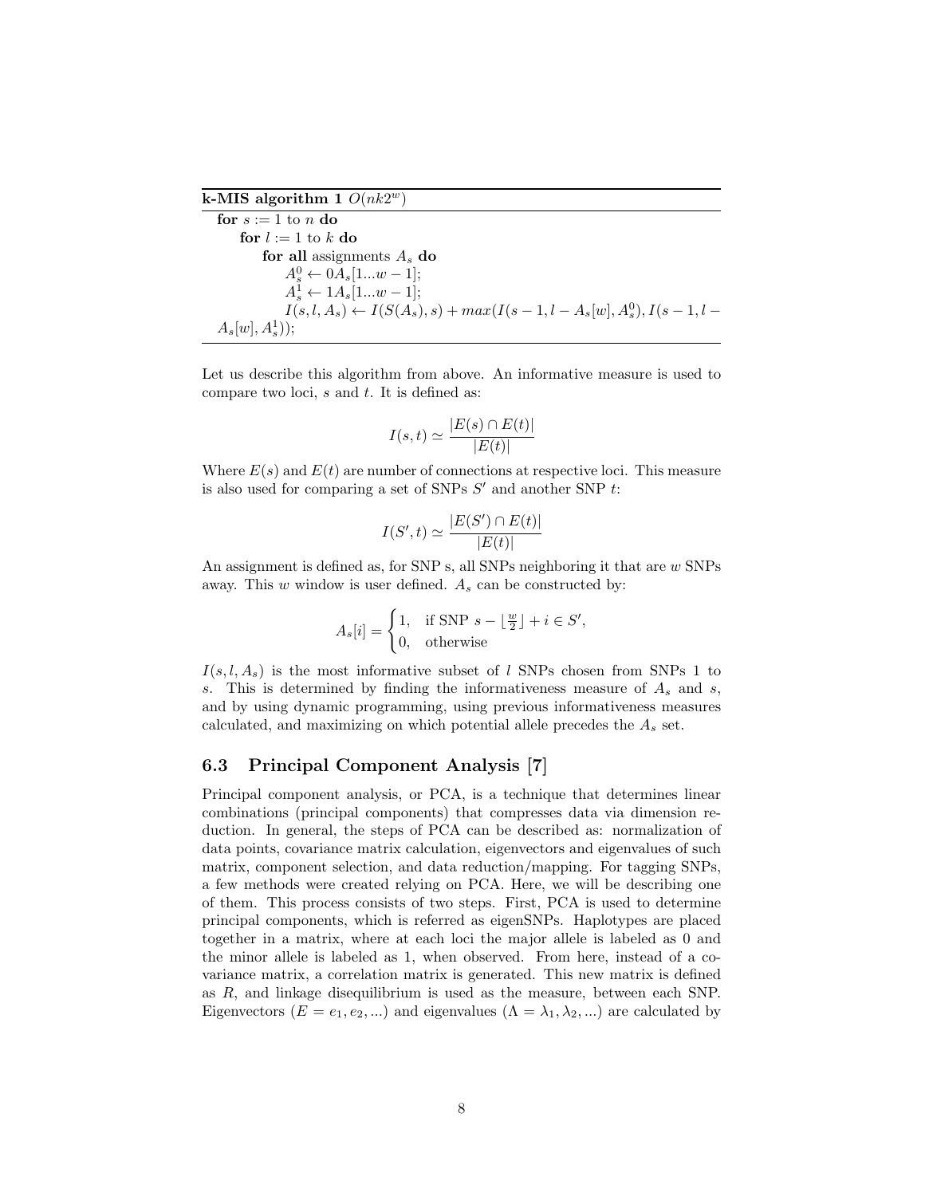**k-MIS algorithm 1** $O(nk2^w)$

---

**for** $s := 1$ to $n$ **do**
  **for** $l := 1$ to $k$ **do**
    **for all** assignments $A_s$ **do**
      $A_s^0 \leftarrow 0A_s[1...w-1]$;
      $A_s^1 \leftarrow 1A_s[1...w-1]$;
      $I(s, l, A_s) \leftarrow I(S(A_s), s) + max(I(s-1, l-A_s[w], A_s^0), I(s-1, l-A_s[w], A_s^1))$;

---

Let us describe this algorithm from above. An informative measure is used to compare two loci, $s$ and $t$. It is defined as:

$$I(s, t) \simeq \frac{|E(s) \cap E(t)|}{|E(t)|}$$

Where $E(s)$ and $E(t)$ are number of connections at respective loci. This measure is also used for comparing a set of SNPs $S'$ and another SNP $t$:

$$I(S', t) \simeq \frac{|E(S') \cap E(t)|}{|E(t)|}$$

An assignment is defined as, for SNP s, all SNPs neighboring it that are $w$ SNPs away. This $w$ window is user defined. $A_s$ can be constructed by:

$$A_s[i] = \begin{cases} 1, & \text{if SNP } s - \lfloor \frac{w}{2} \rfloor + i \in S', \\ 0, & \text{otherwise} \end{cases}$$

$I(s, l, A_s)$ is the most informative subset of $l$ SNPs chosen from SNPs 1 to $s$. This is determined by finding the informativeness measure of $A_s$ and $s$, and by using dynamic programming, using previous informativeness measures calculated, and maximizing on which potential allele precedes the $A_s$ set.

## 6.3 Principal Component Analysis [7]

Principal component analysis, or PCA, is a technique that determines linear combinations (principal components) that compresses data via dimension reduction. In general, the steps of PCA can be described as: normalization of data points, covariance matrix calculation, eigenvectors and eigenvalues of such matrix, component selection, and data reduction/mapping. For tagging SNPs, a few methods were created relying on PCA. Here, we will be describing one of them. This process consists of two steps. First, PCA is used to determine principal components, which is referred as eigenSNPs. Haplotypes are placed together in a matrix, where at each loci the major allele is labeled as 0 and the minor allele is labeled as 1, when observed. From here, instead of a covariance matrix, a correlation matrix is generated. This new matrix is defined as $R$, and linkage disequilibrium is used as the measure, between each SNP. Eigenvectors ($E = e_1, e_2, ...$) and eigenvalues ($\Lambda = \lambda_1, \lambda_2, ...$) are calculated by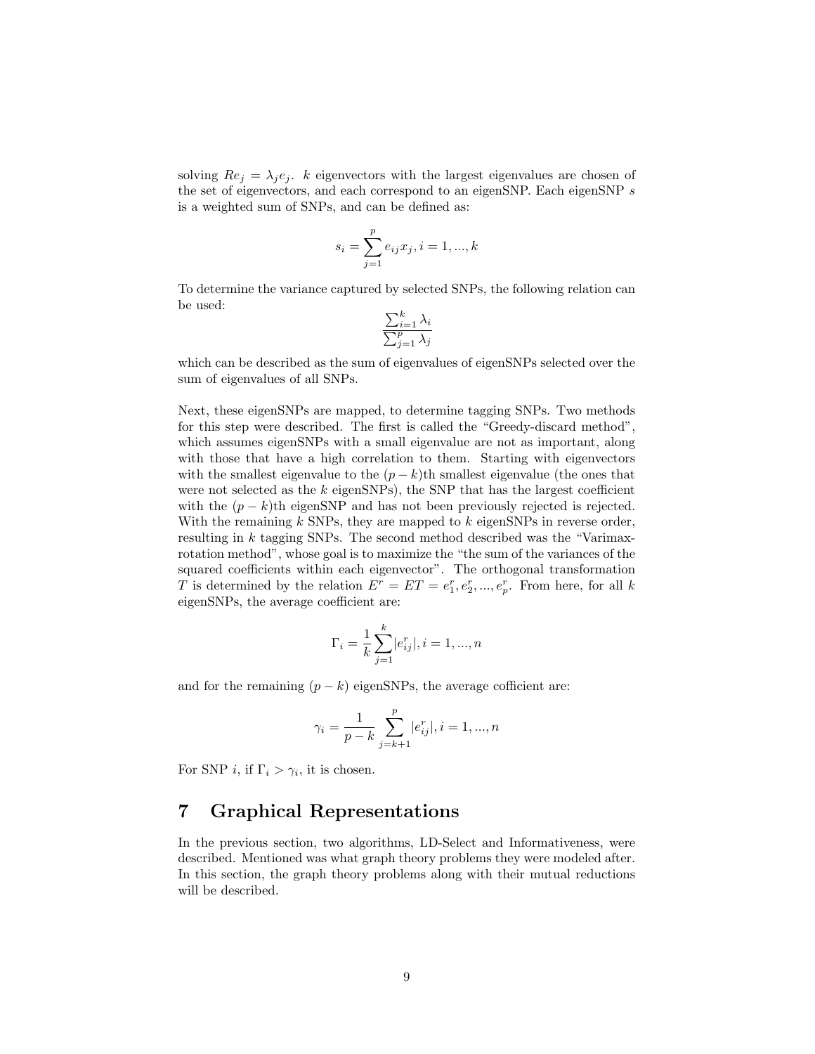solving $Re_j = \lambda_j e_j$. $k$ eigenvectors with the largest eigenvalues are chosen of the set of eigenvectors, and each correspond to an eigenSNP. Each eigenSNP $s$ is a weighted sum of SNPs, and can be defined as:

$$s_i = \sum_{j=1}^{p} e_{ij} x_j, i = 1, ..., k$$

To determine the variance captured by selected SNPs, the following relation can be used:

$$\frac{\sum_{i=1}^{k} \lambda_i}{\sum_{j=1}^{p} \lambda_j}$$

which can be described as the sum of eigenvalues of eigenSNPs selected over the sum of eigenvalues of all SNPs.

Next, these eigenSNPs are mapped, to determine tagging SNPs. Two methods for this step were described. The first is called the "Greedy-discard method", which assumes eigenSNPs with a small eigenvalue are not as important, along with those that have a high correlation to them. Starting with eigenvectors with the smallest eigenvalue to the $(p-k)$th smallest eigenvalue (the ones that were not selected as the $k$ eigenSNPs), the SNP that has the largest coefficient with the $(p-k)$th eigenSNP and has not been previously rejected is rejected. With the remaining $k$ SNPs, they are mapped to $k$ eigenSNPs in reverse order, resulting in $k$ tagging SNPs. The second method described was the "Varimax-rotation method", whose goal is to maximize the "the sum of the variances of the squared coefficients within each eigenvector". The orthogonal transformation $T$ is determined by the relation $E^r = ET = e_1^r, e_2^r, ..., e_p^r$. From here, for all $k$ eigenSNPs, the average coefficient are:

$$\Gamma_i = \frac{1}{k} \sum_{j=1}^{k} |e_{ij}^r|, i = 1, ..., n$$

and for the remaining $(p-k)$ eigenSNPs, the average cofficient are:

$$\gamma_i = \frac{1}{p-k} \sum_{j=k+1}^{p} |e_{ij}^r|, i = 1, ..., n$$

For SNP $i$, if $\Gamma_i > \gamma_i$, it is chosen.

# 7 Graphical Representations

In the previous section, two algorithms, LD-Select and Informativeness, were described. Mentioned was what graph theory problems they were modeled after. In this section, the graph theory problems along with their mutual reductions will be described.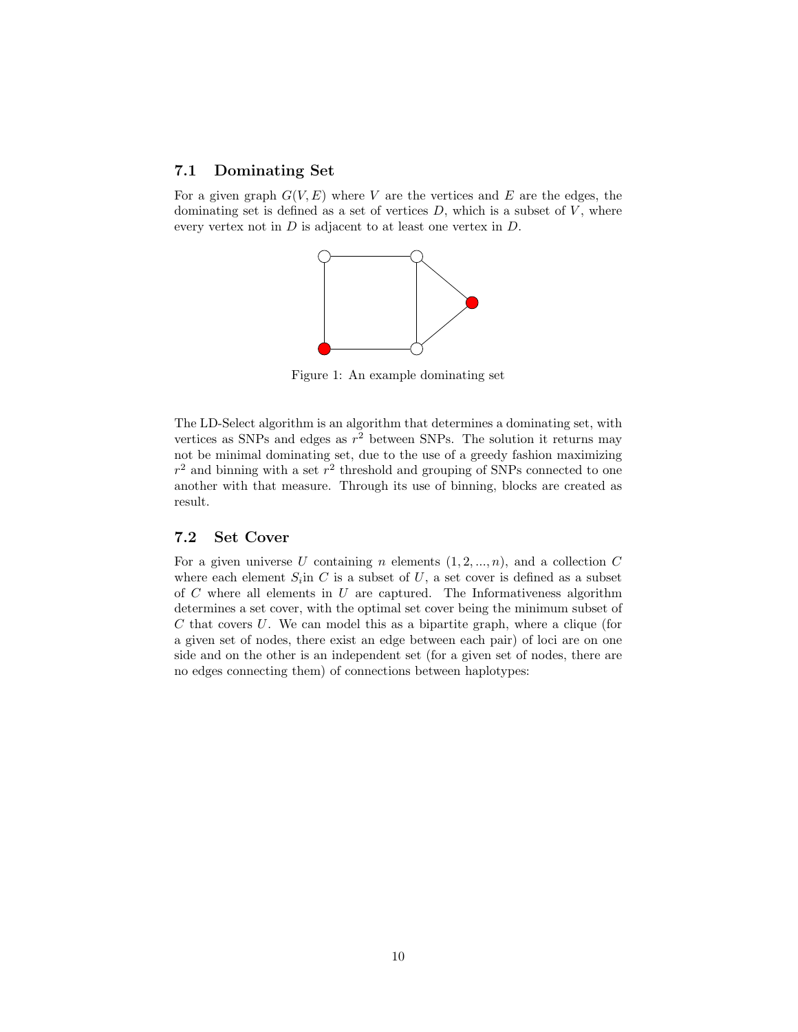### 7.1 Dominating Set

For a given graph $G(V, E)$ where $V$ are the vertices and $E$ are the edges, the dominating set is defined as a set of vertices $D$, which is a subset of $V$, where every vertex not in $D$ is adjacent to at least one vertex in $D$.

Figure 1: An example dominating set

The LD-Select algorithm is an algorithm that determines a dominating set, with vertices as SNPs and edges as $r^2$ between SNPs. The solution it returns may not be minimal dominating set, due to the use of a greedy fashion maximizing $r^2$ and binning with a set $r^2$ threshold and grouping of SNPs connected to one another with that measure. Through its use of binning, blocks are created as result.

### 7.2 Set Cover

For a given universe $U$ containing $n$ elements $(1, 2, ..., n)$, and a collection $C$ where each element $S_i$in $C$ is a subset of $U$, a set cover is defined as a subset of $C$ where all elements in $U$ are captured. The Informativeness algorithm determines a set cover, with the optimal set cover being the minimum subset of $C$ that covers $U$. We can model this as a bipartite graph, where a clique (for a given set of nodes, there exist an edge between each pair) of loci are on one side and on the other is an independent set (for a given set of nodes, there are no edges connecting them) of connections between haplotypes: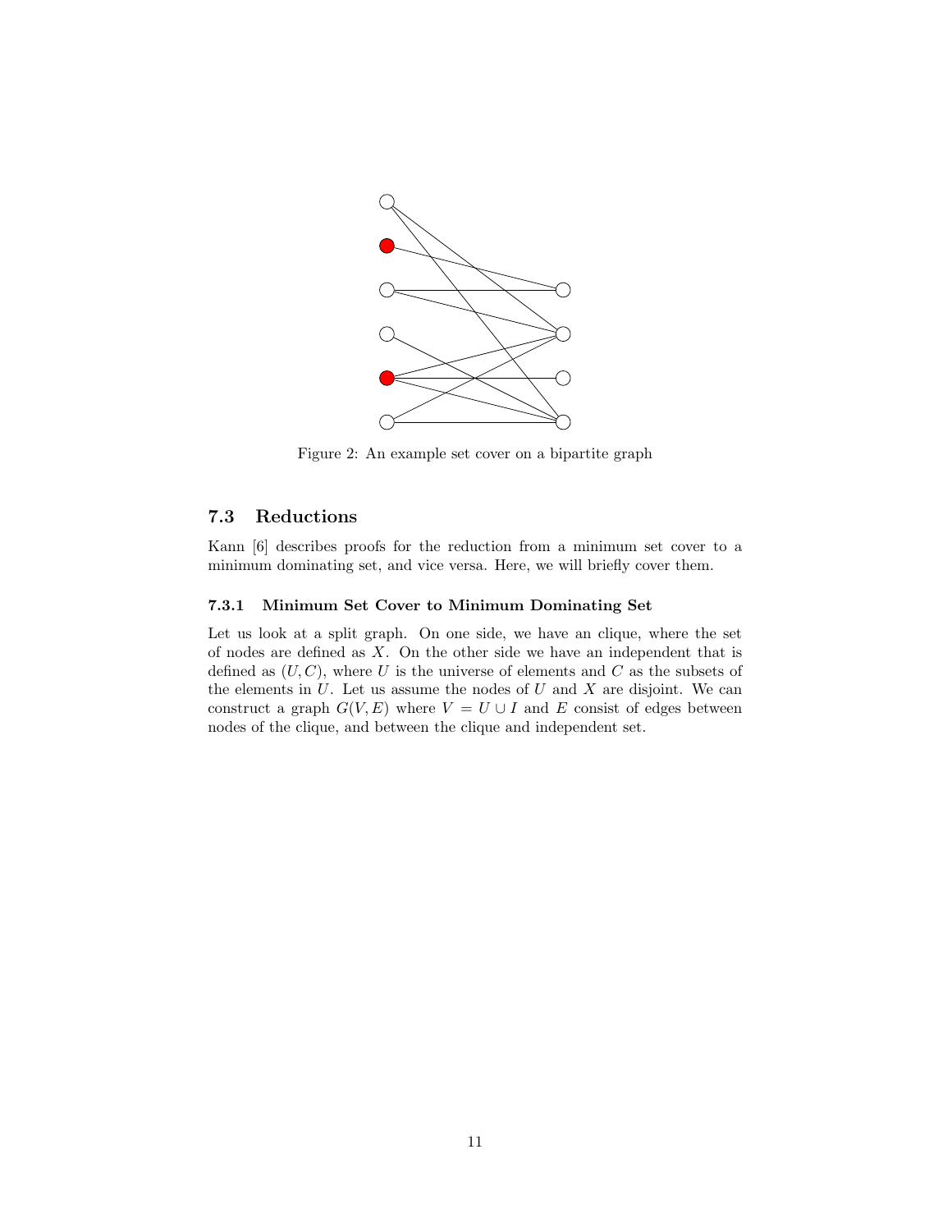Figure 2: An example set cover on a bipartite graph

## 7.3 Reductions

Kann [6] describes proofs for the reduction from a minimum set cover to a minimum dominating set, and vice versa. Here, we will briefly cover them.

### 7.3.1 Minimum Set Cover to Minimum Dominating Set

Let us look at a split graph. On one side, we have an clique, where the set of nodes are defined as $X$. On the other side we have an independent that is defined as $(U, C)$, where $U$ is the universe of elements and $C$ as the subsets of the elements in $U$. Let us assume the nodes of $U$ and $X$ are disjoint. We can construct a graph $G(V, E)$ where $V = U \cup I$ and $E$ consist of edges between nodes of the clique, and between the clique and independent set.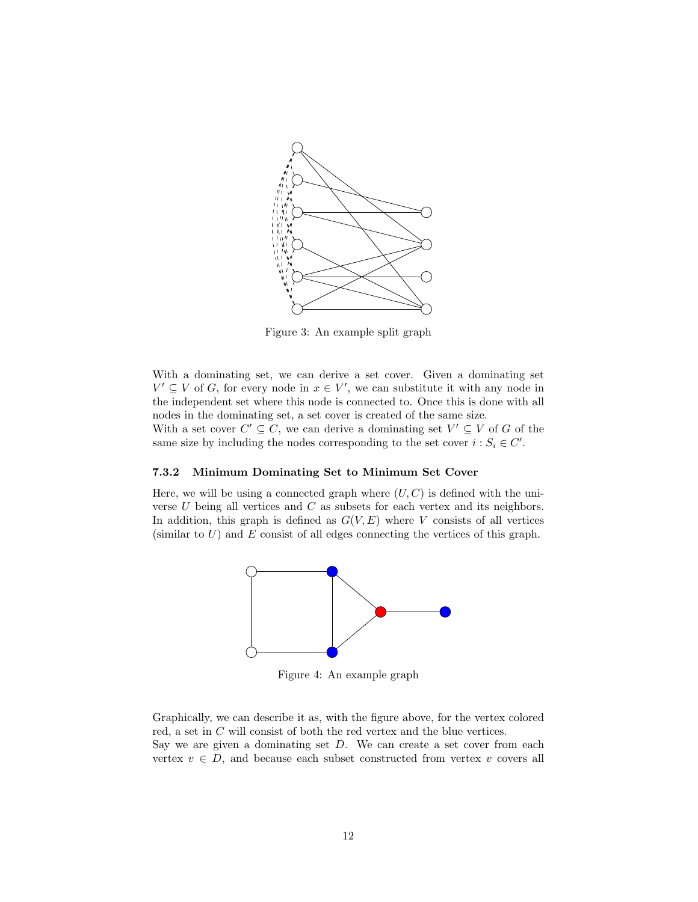Figure 3: An example split graph

With a dominating set, we can derive a set cover. Given a dominating set $V' \subseteq V$ of $G$, for every node in $x \in V'$, we can substitute it with any node in the independent set where this node is connected to. Once this is done with all nodes in the dominating set, a set cover is created of the same size.
With a set cover $C' \subseteq C$, we can derive a dominating set $V' \subseteq V$ of $G$ of the same size by including the nodes corresponding to the set cover $i : S_i \in C'$.

### 7.3.2 Minimum Dominating Set to Minimum Set Cover

Here, we will be using a connected graph where $(U, C)$ is defined with the universe $U$ being all vertices and $C$ as subsets for each vertex and its neighbors. In addition, this graph is defined as $G(V, E)$ where $V$ consists of all vertices (similar to $U$) and $E$ consist of all edges connecting the vertices of this graph.

Figure 4: An example graph

Graphically, we can describe it as, with the figure above, for the vertex colored red, a set in $C$ will consist of both the red vertex and the blue vertices.
Say we are given a dominating set $D$. We can create a set cover from each vertex $v \in D$, and because each subset constructed from vertex $v$ covers all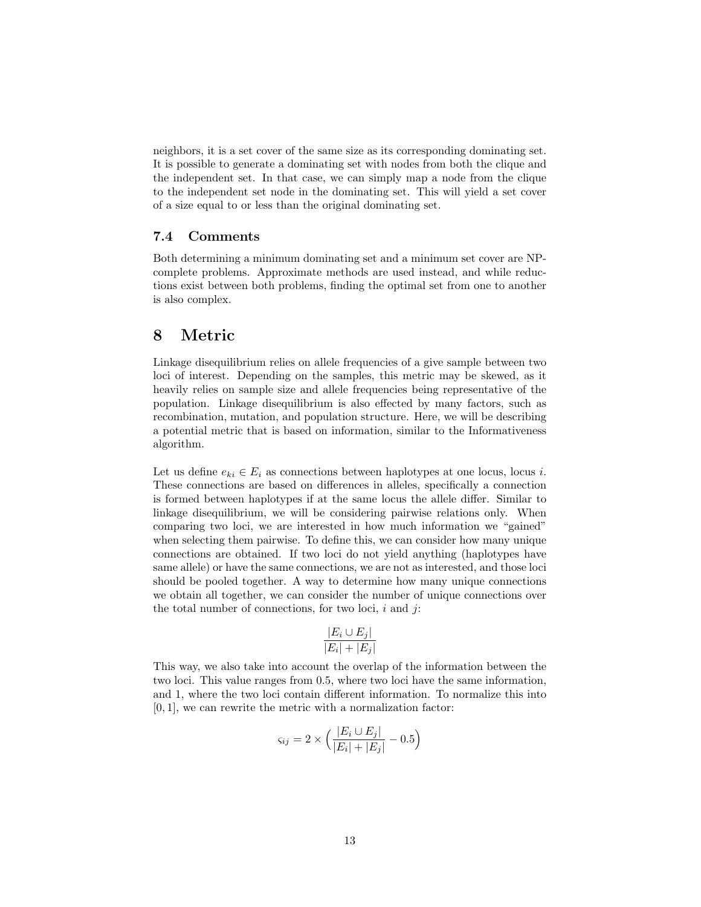neighbors, it is a set cover of the same size as its corresponding dominating set. It is possible to generate a dominating set with nodes from both the clique and the independent set. In that case, we can simply map a node from the clique to the independent set node in the dominating set. This will yield a set cover of a size equal to or less than the original dominating set.

### 7.4 Comments

Both determining a minimum dominating set and a minimum set cover are NP-complete problems. Approximate methods are used instead, and while reductions exist between both problems, finding the optimal set from one to another is also complex.

## 8 Metric

Linkage disequilibrium relies on allele frequencies of a give sample between two loci of interest. Depending on the samples, this metric may be skewed, as it heavily relies on sample size and allele frequencies being representative of the population. Linkage disequilibrium is also effected by many factors, such as recombination, mutation, and population structure. Here, we will be describing a potential metric that is based on information, similar to the Informativeness algorithm.

Let us define $e_{ki} \in E_i$ as connections between haplotypes at one locus, locus $i$. These connections are based on differences in alleles, specifically a connection is formed between haplotypes if at the same locus the allele differ. Similar to linkage disequilibrium, we will be considering pairwise relations only. When comparing two loci, we are interested in how much information we "gained" when selecting them pairwise. To define this, we can consider how many unique connections are obtained. If two loci do not yield anything (haplotypes have same allele) or have the same connections, we are not as interested, and those loci should be pooled together. A way to determine how many unique connections we obtain all together, we can consider the number of unique connections over the total number of connections, for two loci, $i$ and $j$:

$$\frac{|E_i \cup E_j|}{|E_i| + |E_j|}$$

This way, we also take into account the overlap of the information between the two loci. This value ranges from 0.5, where two loci have the same information, and 1, where the two loci contain different information. To normalize this into $[0, 1]$, we can rewrite the metric with a normalization factor:

$$\varsigma_{ij} = 2 \times \Big( \frac{|E_i \cup E_j|}{|E_i| + |E_j|} - 0.5 \Big)$$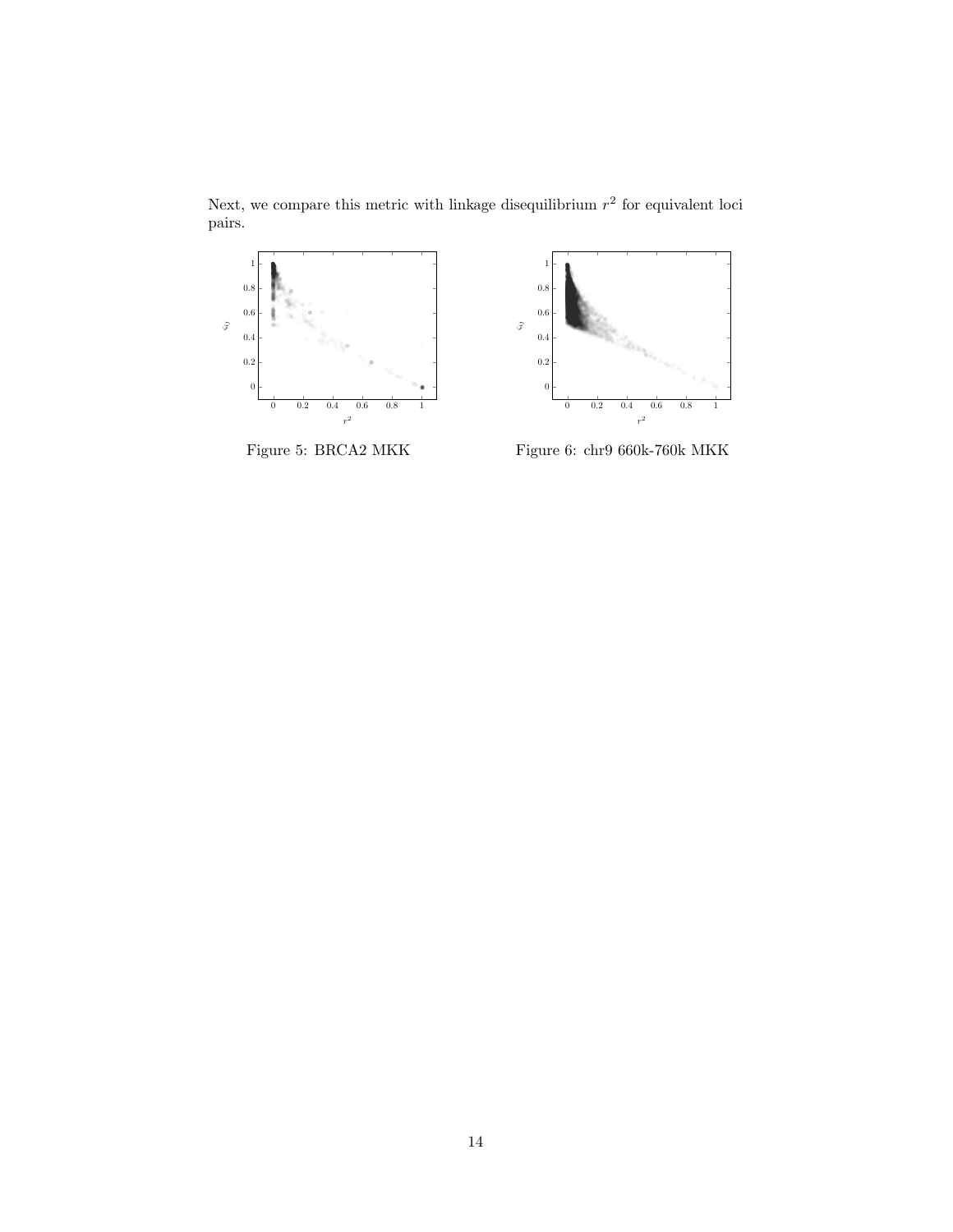Next, we compare this metric with linkage disequilibrium $r^2$ for equivalent loci pairs.

Figure 5: BRCA2 MKK

Figure 6: chr9 660k-760k MKK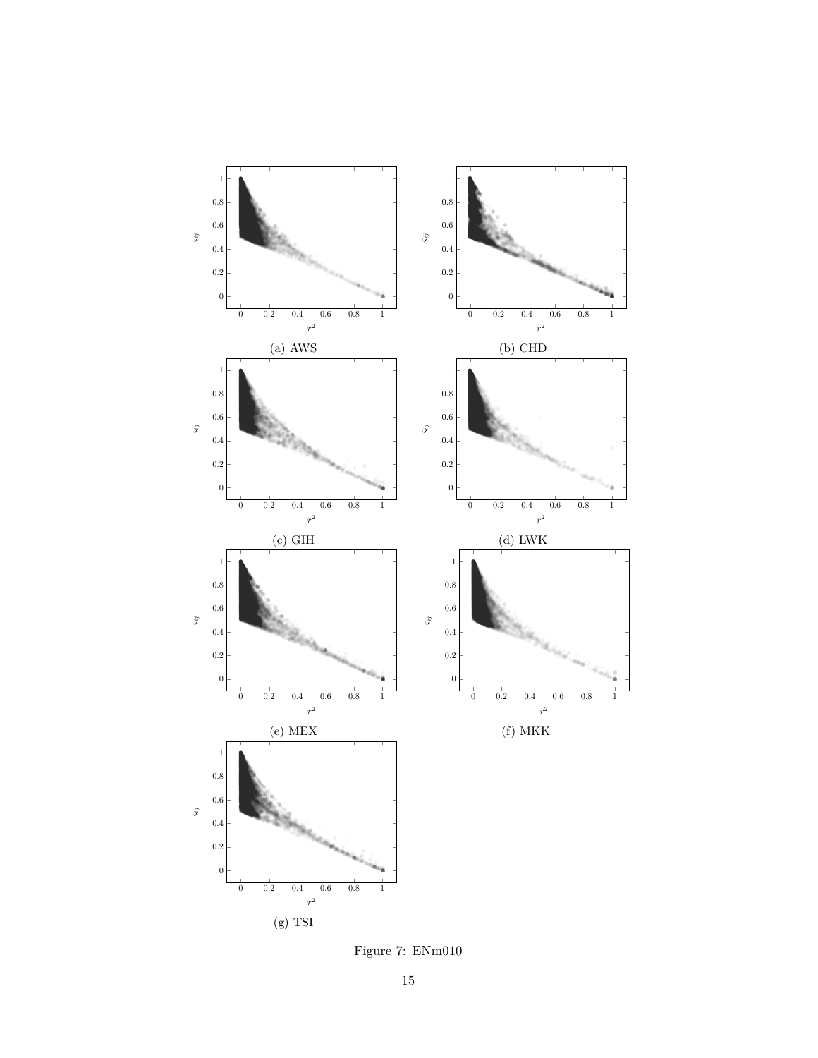(a) AWS

(b) CHD

(c) GIH

(d) LWK

(e) MEX

(f) MKK

(g) TSI

Figure 7: ENm010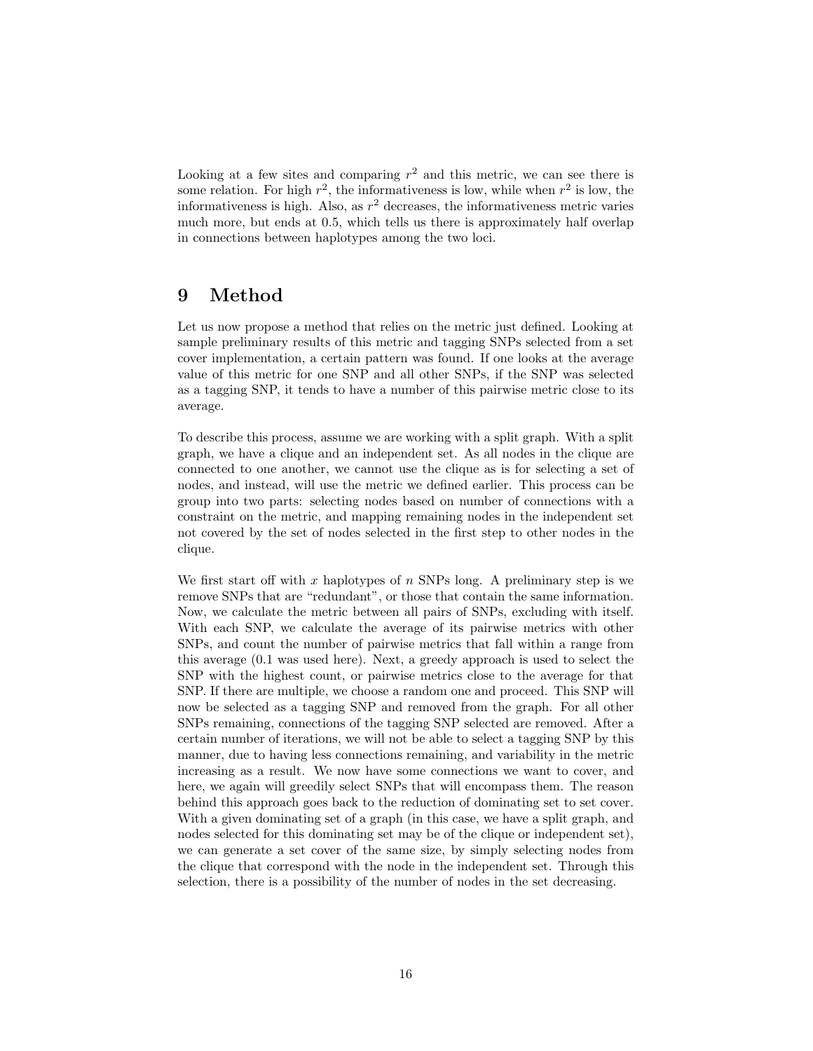Looking at a few sites and comparing $r^2$ and this metric, we can see there is some relation. For high $r^2$, the informativeness is low, while when $r^2$ is low, the informativeness is high. Also, as $r^2$ decreases, the informativeness metric varies much more, but ends at 0.5, which tells us there is approximately half overlap in connections between haplotypes among the two loci.

# 9 Method

Let us now propose a method that relies on the metric just defined. Looking at sample preliminary results of this metric and tagging SNPs selected from a set cover implementation, a certain pattern was found. If one looks at the average value of this metric for one SNP and all other SNPs, if the SNP was selected as a tagging SNP, it tends to have a number of this pairwise metric close to its average.

To describe this process, assume we are working with a split graph. With a split graph, we have a clique and an independent set. As all nodes in the clique are connected to one another, we cannot use the clique as is for selecting a set of nodes, and instead, will use the metric we defined earlier. This process can be group into two parts: selecting nodes based on number of connections with a constraint on the metric, and mapping remaining nodes in the independent set not covered by the set of nodes selected in the first step to other nodes in the clique.

We first start off with $x$ haplotypes of $n$ SNPs long. A preliminary step is we remove SNPs that are "redundant", or those that contain the same information. Now, we calculate the metric between all pairs of SNPs, excluding with itself. With each SNP, we calculate the average of its pairwise metrics with other SNPs, and count the number of pairwise metrics that fall within a range from this average (0.1 was used here). Next, a greedy approach is used to select the SNP with the highest count, or pairwise metrics close to the average for that SNP. If there are multiple, we choose a random one and proceed. This SNP will now be selected as a tagging SNP and removed from the graph. For all other SNPs remaining, connections of the tagging SNP selected are removed. After a certain number of iterations, we will not be able to select a tagging SNP by this manner, due to having less connections remaining, and variability in the metric increasing as a result. We now have some connections we want to cover, and here, we again will greedily select SNPs that will encompass them. The reason behind this approach goes back to the reduction of dominating set to set cover. With a given dominating set of a graph (in this case, we have a split graph, and nodes selected for this dominating set may be of the clique or independent set), we can generate a set cover of the same size, by simply selecting nodes from the clique that correspond with the node in the independent set. Through this selection, there is a possibility of the number of nodes in the set decreasing.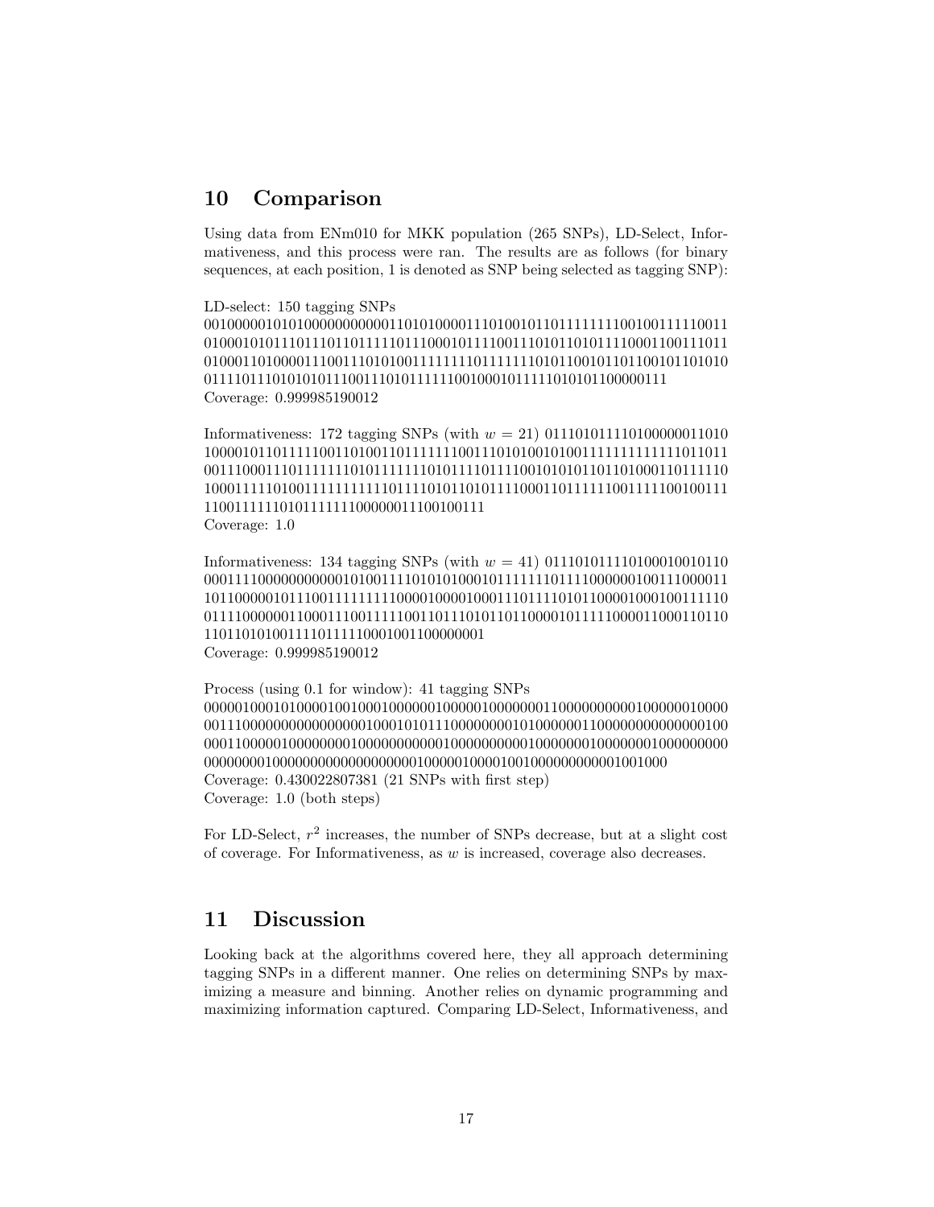## 10 Comparison

Using data from ENm010 for MKK population (265 SNPs), LD-Select, Informativeness, and this process were ran. The results are as follows (for binary sequences, at each position, 1 is denoted as SNP being selected as tagging SNP):

LD-select: 150 tagging SNPs
00100000101010000000000001101010000111010010110111111111001001111110011
01000101011101110110111110111000101111001110101101011110001100111011
01000110100001110011101010011111111011111110101100101101100101101010
0111101110101010111001110101111110010001011111010101100000111
Coverage: 0.999985190012

Informativeness: 172 tagging SNPs (with $w = 21$) 0111010111101000000011010
10000101101111100110100110111111100111010100101001111111111111011011
00111000111011111110101111111010111101111001010101101101000110111110
10001111101001111111111011110101101011110001101111110011111001001111
110011111101011111110000001110010011 1
Coverage: 1.0

Informativeness: 134 tagging SNPs (with $w = 41$) 0111010111101000100101 10
00011110000000000010100111101010100010111111101111000000100111000011
10110000010111001111111111000010000100011101111010110000100010011111 0
01111000000110001110011111001101110101101100001011111000011000110110
1101101010011110111111000100110000000 1
Coverage: 0.999985190012

Process (using 0.1 for window): 41 tagging SNPs
00000100010100001001000100000010000010000000110000000000100000010000
00111000000000000000001000101011100000000010100000011000000000000000100
00011000000100000000100000000000100000000001000000010000000100000000 0
0000000010000000000000000000100000100001001000000000000001001000
Coverage: 0.430022807381 (21 SNPs with first step)
Coverage: 1.0 (both steps)

For LD-Select, $r^2$ increases, the number of SNPs decrease, but at a slight cost of coverage. For Informativeness, as $w$ is increased, coverage also decreases.

## 11 Discussion

Looking back at the algorithms covered here, they all approach determining tagging SNPs in a different manner. One relies on determining SNPs by maximizing a measure and binning. Another relies on dynamic programming and maximizing information captured. Comparing LD-Select, Informativeness, and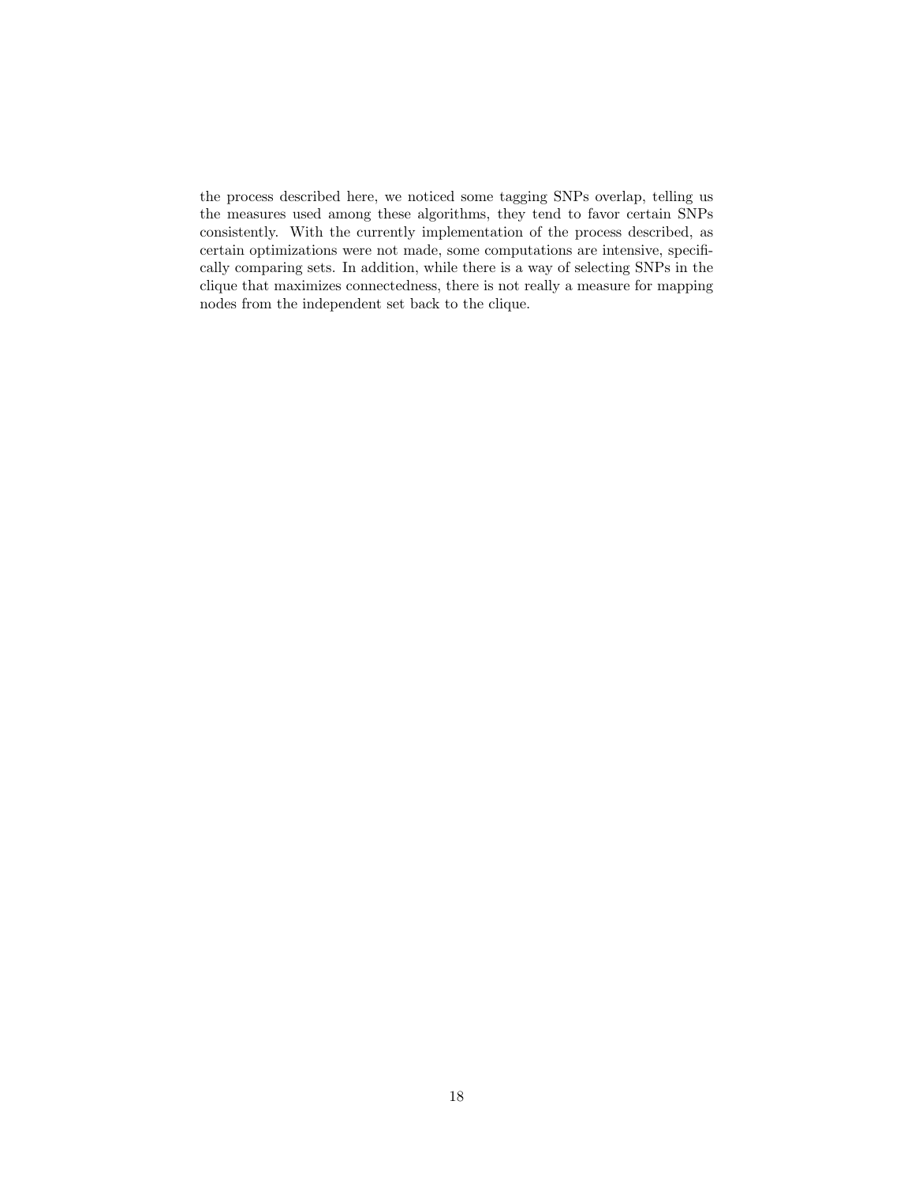the process described here, we noticed some tagging SNPs overlap, telling us the measures used among these algorithms, they tend to favor certain SNPs consistently. With the currently implementation of the process described, as certain optimizations were not made, some computations are intensive, specifically comparing sets. In addition, while there is a way of selecting SNPs in the clique that maximizes connectedness, there is not really a measure for mapping nodes from the independent set back to the clique.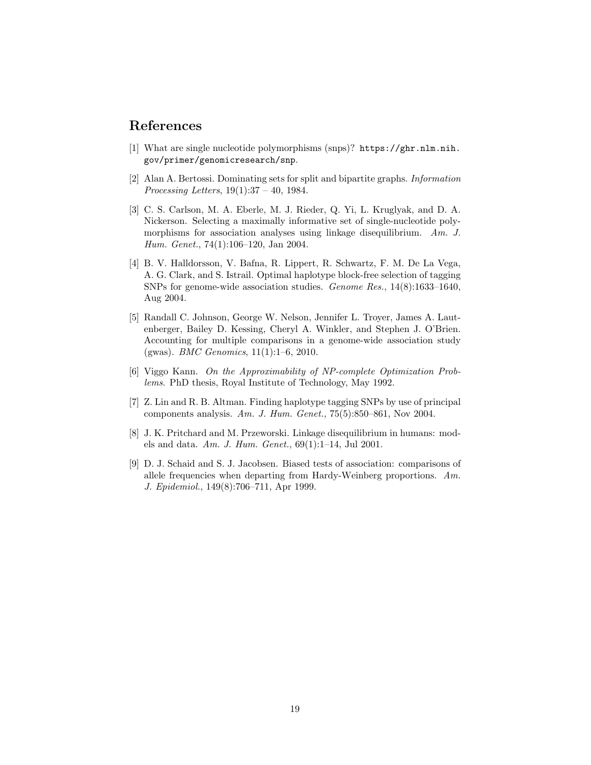## References

[1] What are single nucleotide polymorphisms (snps)? `https://ghr.nlm.nih.gov/primer/genomicresearch/snp`.

[2] Alan A. Bertossi. Dominating sets for split and bipartite graphs. *Information Processing Letters*, 19(1):37 – 40, 1984.

[3] C. S. Carlson, M. A. Eberle, M. J. Rieder, Q. Yi, L. Kruglyak, and D. A. Nickerson. Selecting a maximally informative set of single-nucleotide polymorphisms for association analyses using linkage disequilibrium. *Am. J. Hum. Genet.*, 74(1):106–120, Jan 2004.

[4] B. V. Halldorsson, V. Bafna, R. Lippert, R. Schwartz, F. M. De La Vega, A. G. Clark, and S. Istrail. Optimal haplotype block-free selection of tagging SNPs for genome-wide association studies. *Genome Res.*, 14(8):1633–1640, Aug 2004.

[5] Randall C. Johnson, George W. Nelson, Jennifer L. Troyer, James A. Lautenberger, Bailey D. Kessing, Cheryl A. Winkler, and Stephen J. O'Brien. Accounting for multiple comparisons in a genome-wide association study (gwas). *BMC Genomics*, 11(1):1–6, 2010.

[6] Viggo Kann. *On the Approximability of NP-complete Optimization Problems*. PhD thesis, Royal Institute of Technology, May 1992.

[7] Z. Lin and R. B. Altman. Finding haplotype tagging SNPs by use of principal components analysis. *Am. J. Hum. Genet.*, 75(5):850–861, Nov 2004.

[8] J. K. Pritchard and M. Przeworski. Linkage disequilibrium in humans: models and data. *Am. J. Hum. Genet.*, 69(1):1–14, Jul 2001.

[9] D. J. Schaid and S. J. Jacobsen. Biased tests of association: comparisons of allele frequencies when departing from Hardy-Weinberg proportions. *Am. J. Epidemiol.*, 149(8):706–711, Apr 1999.